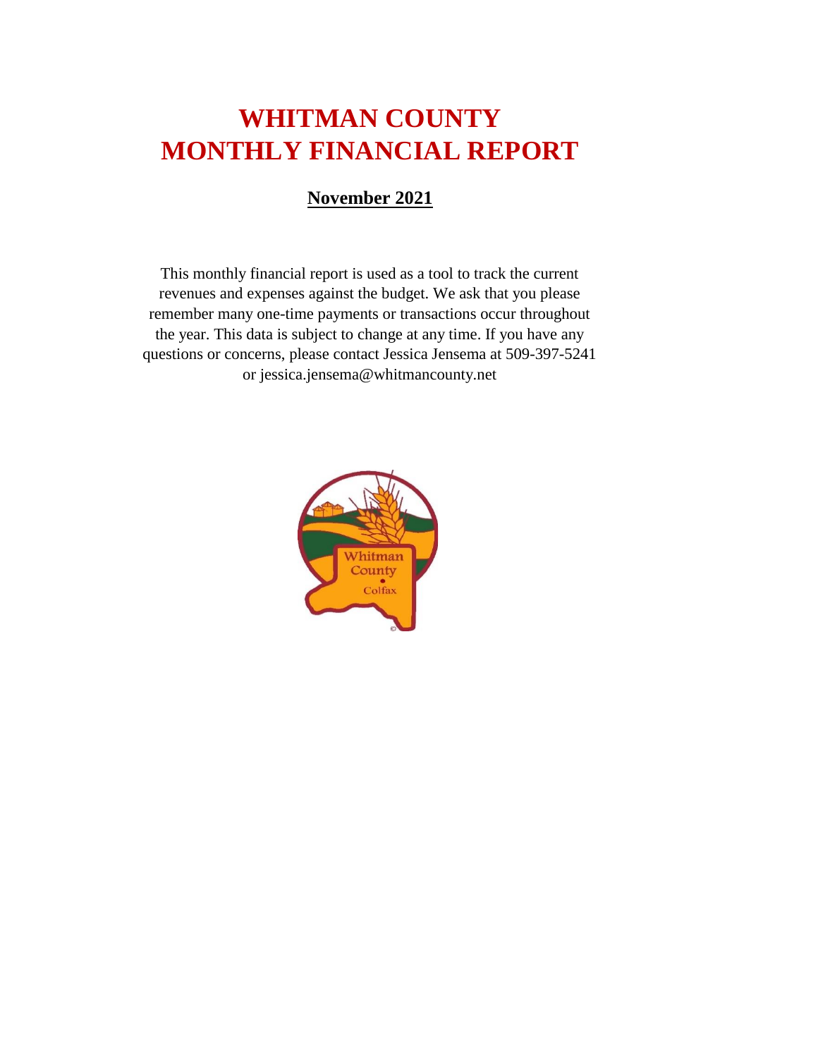# WHITMAN COUNTY
# MONTHLY FINANCIAL REPORT

**November 2021**

This monthly financial report is used as a tool to track the current revenues and expenses against the budget. We ask that you please remember many one-time payments or transactions occur throughout the year. This data is subject to change at any time. If you have any questions or concerns, please contact Jessica Jensema at 509-397-5241 or jessica.jensema@whitmancounty.net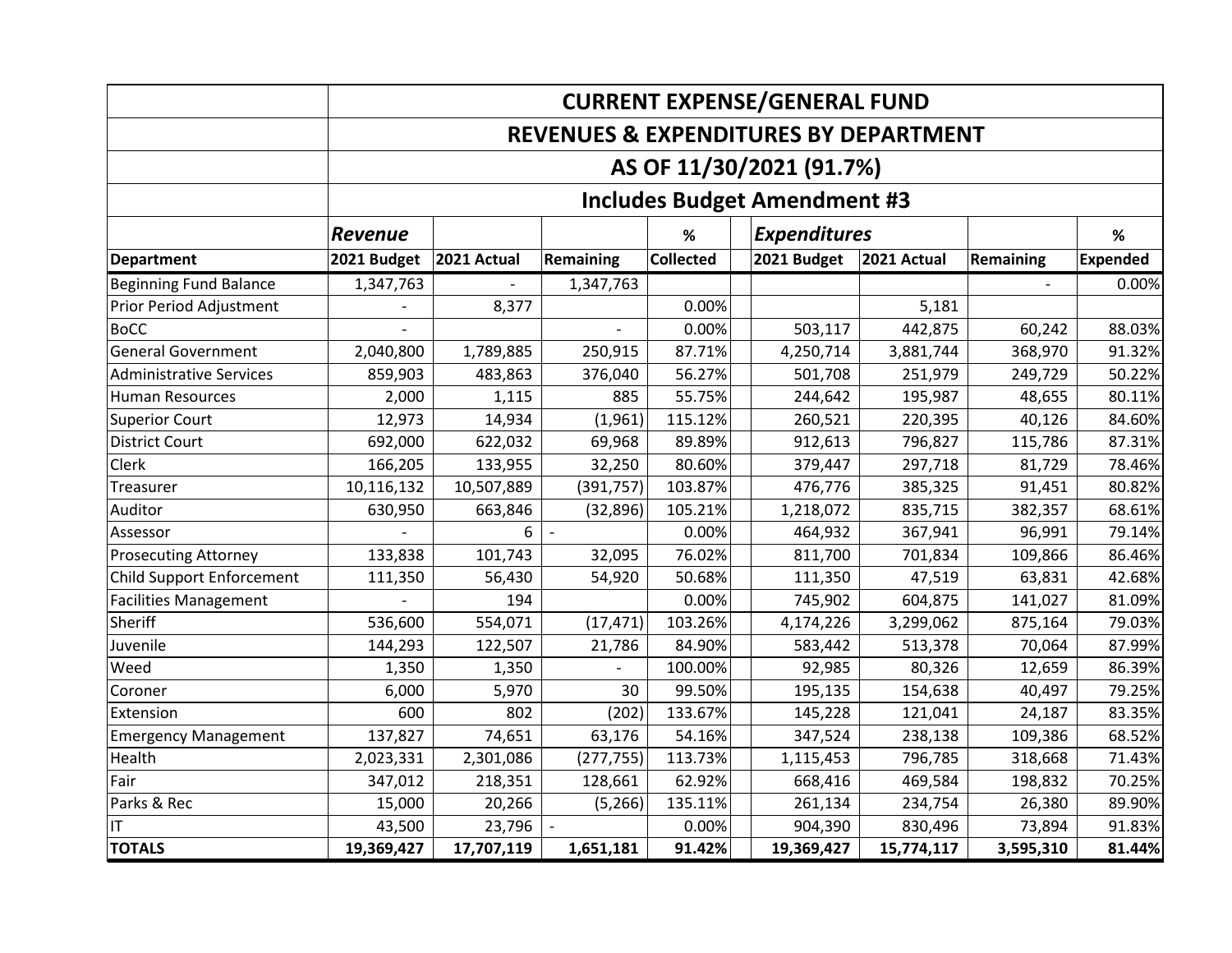| | CURRENT EXPENSE/GENERAL FUND | | | | | | | | |
|---|---|---|---|---|---|---|---|---|---|
| | REVENUES & EXPENDITURES BY DEPARTMENT | | | | | | | | |
| | AS OF 11/30/2021 (91.7%) | | | | | | | | |
| | Includes Budget Amendment #3 | | | | | | | | |
| | ***Revenue*** | | | **%** | | ***Expenditures*** | | | **%** |
| **Department** | **2021 Budget** | **2021 Actual** | **Remaining** | **Collected** | | **2021 Budget** | **2021 Actual** | **Remaining** | **Expended** |
| Beginning Fund Balance | 1,347,763 | - | 1,347,763 | | | | | - | 0.00% |
| Prior Period Adjustment | - | 8,377 | | 0.00% | | | 5,181 | | |
| BoCC | - | | - | 0.00% | | 503,117 | 442,875 | 60,242 | 88.03% |
| General Government | 2,040,800 | 1,789,885 | 250,915 | 87.71% | | 4,250,714 | 3,881,744 | 368,970 | 91.32% |
| Administrative Services | 859,903 | 483,863 | 376,040 | 56.27% | | 501,708 | 251,979 | 249,729 | 50.22% |
| Human Resources | 2,000 | 1,115 | 885 | 55.75% | | 244,642 | 195,987 | 48,655 | 80.11% |
| Superior Court | 12,973 | 14,934 | (1,961) | 115.12% | | 260,521 | 220,395 | 40,126 | 84.60% |
| District Court | 692,000 | 622,032 | 69,968 | 89.89% | | 912,613 | 796,827 | 115,786 | 87.31% |
| Clerk | 166,205 | 133,955 | 32,250 | 80.60% | | 379,447 | 297,718 | 81,729 | 78.46% |
| Treasurer | 10,116,132 | 10,507,889 | (391,757) | 103.87% | | 476,776 | 385,325 | 91,451 | 80.82% |
| Auditor | 630,950 | 663,846 | (32,896) | 105.21% | | 1,218,072 | 835,715 | 382,357 | 68.61% |
| Assessor | - | 6 | - | 0.00% | | 464,932 | 367,941 | 96,991 | 79.14% |
| Prosecuting Attorney | 133,838 | 101,743 | 32,095 | 76.02% | | 811,700 | 701,834 | 109,866 | 86.46% |
| Child Support Enforcement | 111,350 | 56,430 | 54,920 | 50.68% | | 111,350 | 47,519 | 63,831 | 42.68% |
| Facilities Management | - | 194 | | 0.00% | | 745,902 | 604,875 | 141,027 | 81.09% |
| Sheriff | 536,600 | 554,071 | (17,471) | 103.26% | | 4,174,226 | 3,299,062 | 875,164 | 79.03% |
| Juvenile | 144,293 | 122,507 | 21,786 | 84.90% | | 583,442 | 513,378 | 70,064 | 87.99% |
| Weed | 1,350 | 1,350 | - | 100.00% | | 92,985 | 80,326 | 12,659 | 86.39% |
| Coroner | 6,000 | 5,970 | 30 | 99.50% | | 195,135 | 154,638 | 40,497 | 79.25% |
| Extension | 600 | 802 | (202) | 133.67% | | 145,228 | 121,041 | 24,187 | 83.35% |
| Emergency Management | 137,827 | 74,651 | 63,176 | 54.16% | | 347,524 | 238,138 | 109,386 | 68.52% |
| Health | 2,023,331 | 2,301,086 | (277,755) | 113.73% | | 1,115,453 | 796,785 | 318,668 | 71.43% |
| Fair | 347,012 | 218,351 | 128,661 | 62.92% | | 668,416 | 469,584 | 198,832 | 70.25% |
| Parks & Rec | 15,000 | 20,266 | (5,266) | 135.11% | | 261,134 | 234,754 | 26,380 | 89.90% |
| IT | 43,500 | 23,796 | - | 0.00% | | 904,390 | 830,496 | 73,894 | 91.83% |
| **TOTALS** | **19,369,427** | **17,707,119** | **1,651,181** | **91.42%** | | **19,369,427** | **15,774,117** | **3,595,310** | **81.44%** |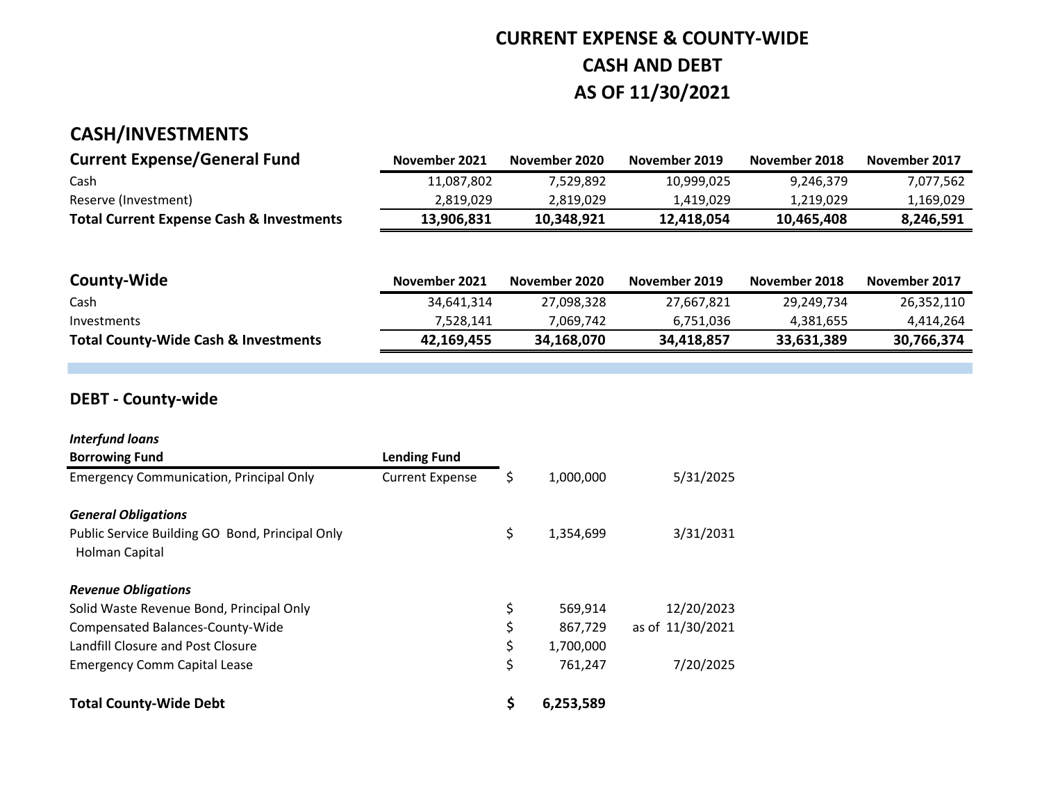# CURRENT EXPENSE & COUNTY-WIDE
# CASH AND DEBT
# AS OF 11/30/2021

## CASH/INVESTMENTS

| Current Expense/General Fund | November 2021 | November 2020 | November 2019 | November 2018 | November 2017 |
|---|---|---|---|---|---|
| Cash | 11,087,802 | 7,529,892 | 10,999,025 | 9,246,379 | 7,077,562 |
| Reserve (Investment) | 2,819,029 | 2,819,029 | 1,419,029 | 1,219,029 | 1,169,029 |
| **Total Current Expense Cash & Investments** | **13,906,831** | **10,348,921** | **12,418,054** | **10,465,408** | **8,246,591** |

| County-Wide | November 2021 | November 2020 | November 2019 | November 2018 | November 2017 |
|---|---|---|---|---|---|
| Cash | 34,641,314 | 27,098,328 | 27,667,821 | 29,249,734 | 26,352,110 |
| Investments | 7,528,141 | 7,069,742 | 6,751,036 | 4,381,655 | 4,414,264 |
| **Total County-Wide Cash & Investments** | **42,169,455** | **34,168,070** | **34,418,857** | **33,631,389** | **30,766,374** |

## DEBT - County-wide

| | | | |
|---|---|---|---|
| ***Interfund loans*** | | | |
| **Borrowing Fund** | **Lending Fund** | | |
| Emergency Communication, Principal Only | Current Expense | $ 1,000,000 | 5/31/2025 |
| ***General Obligations*** | | | |
| Public Service Building GO Bond, Principal Only Holman Capital | | $ 1,354,699 | 3/31/2031 |
| ***Revenue Obligations*** | | | |
| Solid Waste Revenue Bond, Principal Only | | $ 569,914 | 12/20/2023 |
| Compensated Balances-County-Wide | | $ 867,729 | as of 11/30/2021 |
| Landfill Closure and Post Closure | | $ 1,700,000 | |
| Emergency Comm Capital Lease | | $ 761,247 | 7/20/2025 |
| **Total County-Wide Debt** | | **$ 6,253,589** | |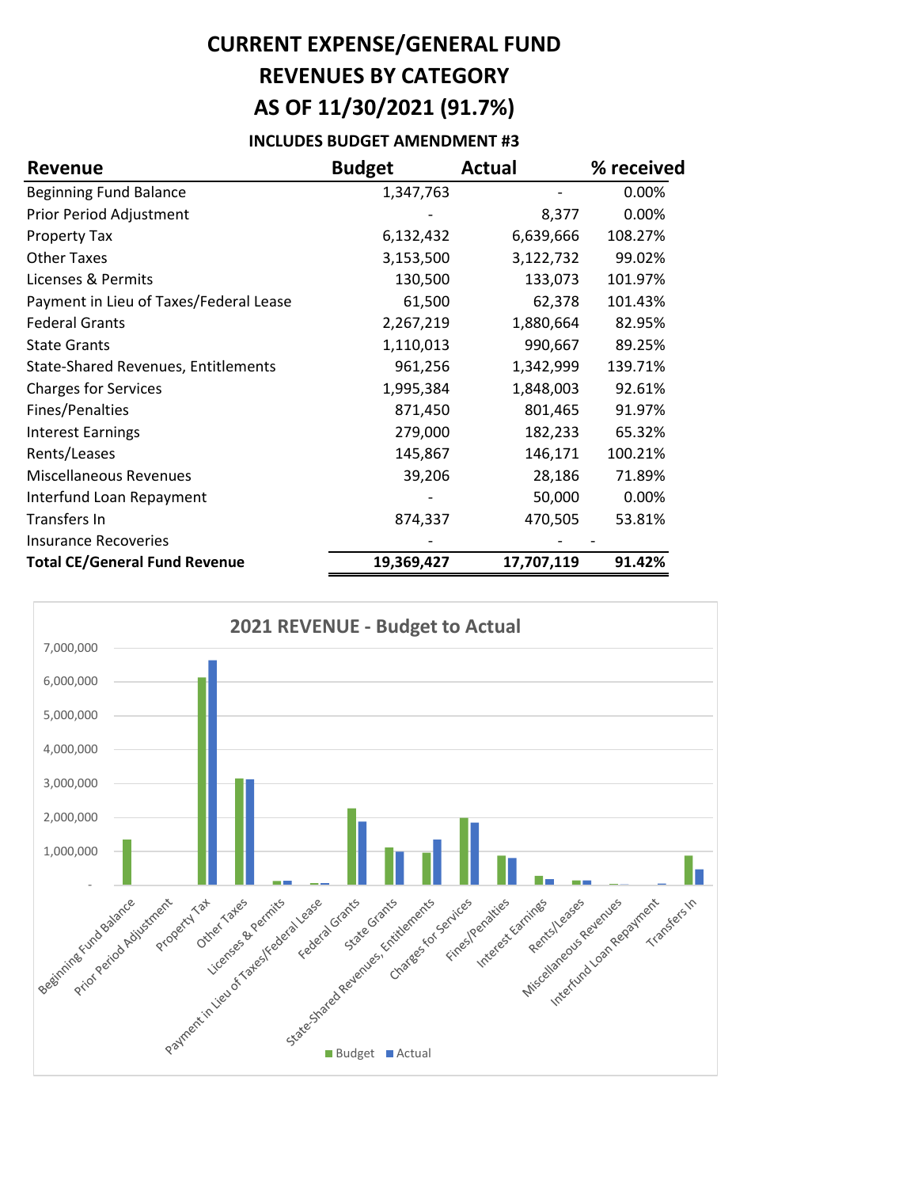# CURRENT EXPENSE/GENERAL FUND
# REVENUES BY CATEGORY
# AS OF 11/30/2021 (91.7%)

**INCLUDES BUDGET AMENDMENT #3**

| Revenue | Budget | Actual | % received |
|---|---|---|---|
| Beginning Fund Balance | 1,347,763 | - | 0.00% |
| Prior Period Adjustment | - | 8,377 | 0.00% |
| Property Tax | 6,132,432 | 6,639,666 | 108.27% |
| Other Taxes | 3,153,500 | 3,122,732 | 99.02% |
| Licenses & Permits | 130,500 | 133,073 | 101.97% |
| Payment in Lieu of Taxes/Federal Lease | 61,500 | 62,378 | 101.43% |
| Federal Grants | 2,267,219 | 1,880,664 | 82.95% |
| State Grants | 1,110,013 | 990,667 | 89.25% |
| State-Shared Revenues, Entitlements | 961,256 | 1,342,999 | 139.71% |
| Charges for Services | 1,995,384 | 1,848,003 | 92.61% |
| Fines/Penalties | 871,450 | 801,465 | 91.97% |
| Interest Earnings | 279,000 | 182,233 | 65.32% |
| Rents/Leases | 145,867 | 146,171 | 100.21% |
| Miscellaneous Revenues | 39,206 | 28,186 | 71.89% |
| Interfund Loan Repayment | - | 50,000 | 0.00% |
| Transfers In | 874,337 | 470,505 | 53.81% |
| Insurance Recoveries | - | - | - |
| **Total CE/General Fund Revenue** | **19,369,427** | **17,707,119** | **91.42%** |

**2021 REVENUE - Budget to Actual**

| Category | Budget | Actual |
|---|---|---|
| Beginning Fund Balance | 1,347,763 | - |
| Prior Period Adjustment | - | 8,377 |
| Property Tax | 6,132,432 | 6,639,666 |
| Other Taxes | 3,153,500 | 3,122,732 |
| Licenses & Permits | 130,500 | 133,073 |
| Payment in Lieu of Taxes/Federal Lease | 61,500 | 62,378 |
| Federal Grants | 2,267,219 | 1,880,664 |
| State Grants | 1,110,013 | 990,667 |
| State-Shared Revenues, Entitlements | 961,256 | 1,342,999 |
| Charges for Services | 1,995,384 | 1,848,003 |
| Fines/Penalties | 871,450 | 801,465 |
| Interest Earnings | 279,000 | 182,233 |
| Rents/Leases | 145,867 | 146,171 |
| Miscellaneous Revenues | 39,206 | 28,186 |
| Interfund Loan Repayment | - | 50,000 |
| Transfers In | 874,337 | 470,505 |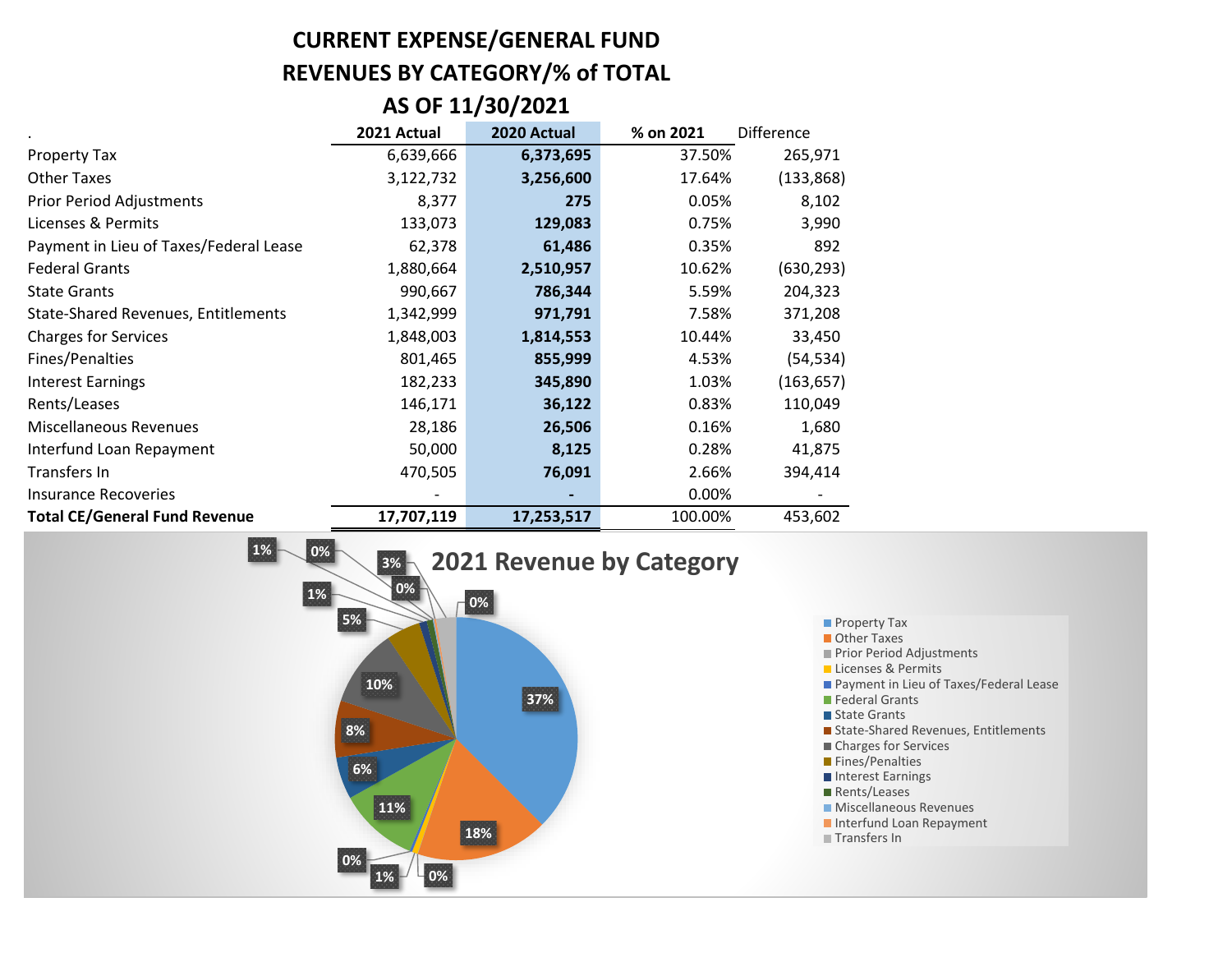# CURRENT EXPENSE/GENERAL FUND
# REVENUES BY CATEGORY/% of TOTAL
# AS OF 11/30/2021

| . | 2021 Actual | 2020 Actual | % on 2021 | Difference |
|---|---|---|---|---|
| Property Tax | 6,639,666 | **6,373,695** | 37.50% | 265,971 |
| Other Taxes | 3,122,732 | **3,256,600** | 17.64% | (133,868) |
| Prior Period Adjustments | 8,377 | **275** | 0.05% | 8,102 |
| Licenses & Permits | 133,073 | **129,083** | 0.75% | 3,990 |
| Payment in Lieu of Taxes/Federal Lease | 62,378 | **61,486** | 0.35% | 892 |
| Federal Grants | 1,880,664 | **2,510,957** | 10.62% | (630,293) |
| State Grants | 990,667 | **786,344** | 5.59% | 204,323 |
| State-Shared Revenues, Entitlements | 1,342,999 | **971,791** | 7.58% | 371,208 |
| Charges for Services | 1,848,003 | **1,814,553** | 10.44% | 33,450 |
| Fines/Penalties | 801,465 | **855,999** | 4.53% | (54,534) |
| Interest Earnings | 182,233 | **345,890** | 1.03% | (163,657) |
| Rents/Leases | 146,171 | **36,122** | 0.83% | 110,049 |
| Miscellaneous Revenues | 28,186 | **26,506** | 0.16% | 1,680 |
| Interfund Loan Repayment | 50,000 | **8,125** | 0.28% | 41,875 |
| Transfers In | 470,505 | **76,091** | 2.66% | 394,414 |
| Insurance Recoveries | - | **-** | 0.00% | - |
| **Total CE/General Fund Revenue** | **17,707,119** | **17,253,517** | 100.00% | 453,602 |

## 2021 Revenue by Category

- Property Tax: 37%
- Other Taxes: 18%
- Prior Period Adjustments: 0%
- Licenses & Permits: 1%
- Payment in Lieu of Taxes/Federal Lease: 0%
- Federal Grants: 11%
- State Grants: 6%
- State-Shared Revenues, Entitlements: 8%
- Charges for Services: 10%
- Fines/Penalties: 5%
- Interest Earnings: 1%
- Rents/Leases: 1%
- Miscellaneous Revenues: 0%
- Interfund Loan Repayment: 0%
- Transfers In: 3%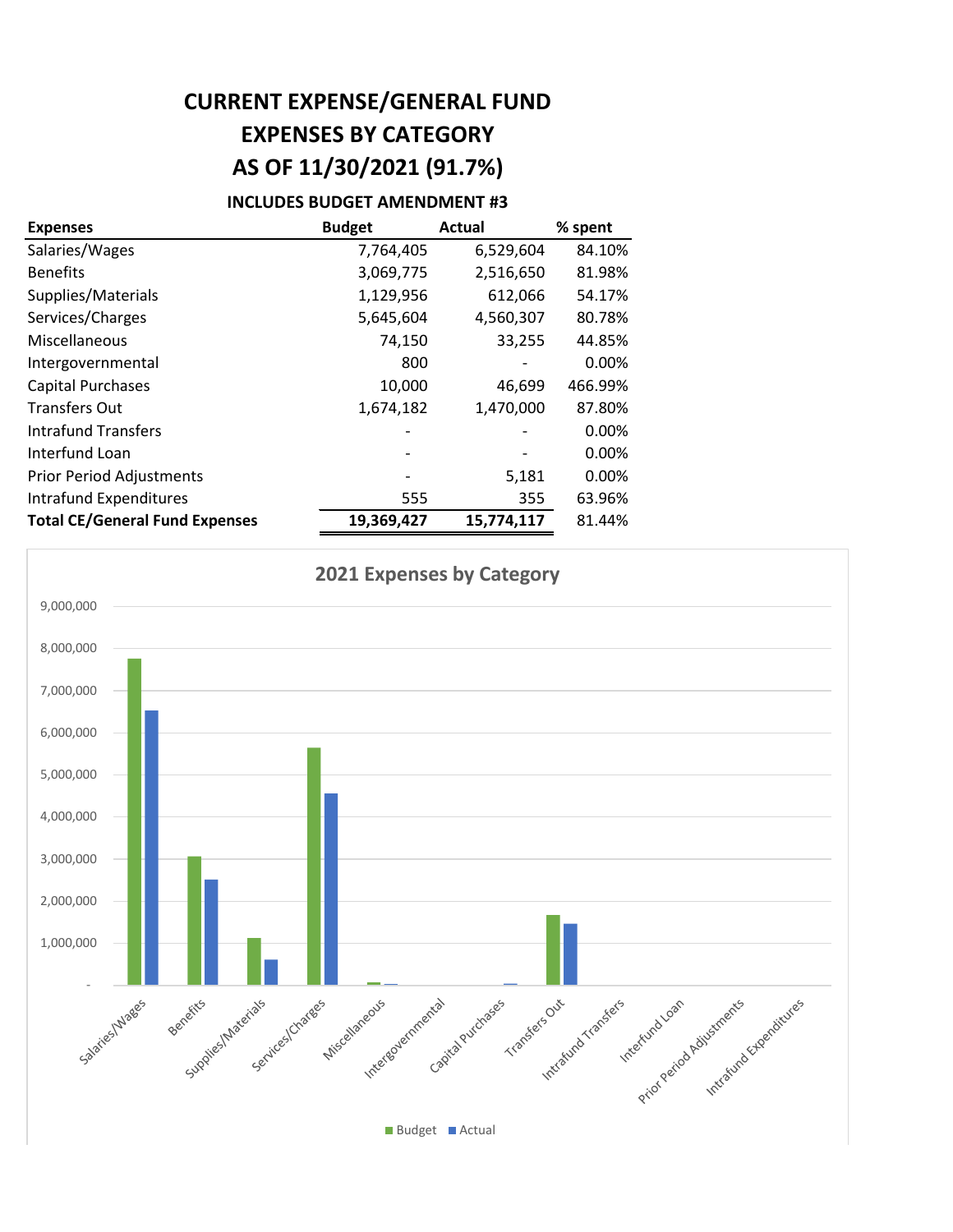# CURRENT EXPENSE/GENERAL FUND
# EXPENSES BY CATEGORY
# AS OF 11/30/2021 (91.7%)

**INCLUDES BUDGET AMENDMENT #3**

| Expenses | Budget | Actual | % spent |
|---|---|---|---|
| Salaries/Wages | 7,764,405 | 6,529,604 | 84.10% |
| Benefits | 3,069,775 | 2,516,650 | 81.98% |
| Supplies/Materials | 1,129,956 | 612,066 | 54.17% |
| Services/Charges | 5,645,604 | 4,560,307 | 80.78% |
| Miscellaneous | 74,150 | 33,255 | 44.85% |
| Intergovernmental | 800 | - | 0.00% |
| Capital Purchases | 10,000 | 46,699 | 466.99% |
| Transfers Out | 1,674,182 | 1,470,000 | 87.80% |
| Intrafund Transfers | - | - | 0.00% |
| Interfund Loan | - | - | 0.00% |
| Prior Period Adjustments | - | 5,181 | 0.00% |
| Intrafund Expenditures | 555 | 355 | 63.96% |
| **Total CE/General Fund Expenses** | **19,369,427** | **15,774,117** | 81.44% |

## 2021 Expenses by Category

| Category | Budget | Actual |
|---|---|---|
| Salaries/Wages | 7,764,405 | 6,529,604 |
| Benefits | 3,069,775 | 2,516,650 |
| Supplies/Materials | 1,129,956 | 612,066 |
| Services/Charges | 5,645,604 | 4,560,307 |
| Miscellaneous | 74,150 | 33,255 |
| Intergovernmental | 800 | - |
| Capital Purchases | 10,000 | 46,699 |
| Transfers Out | 1,674,182 | 1,470,000 |
| Intrafund Transfers | - | - |
| Interfund Loan | - | - |
| Prior Period Adjustments | - | 5,181 |
| Intrafund Expenditures | 555 | 355 |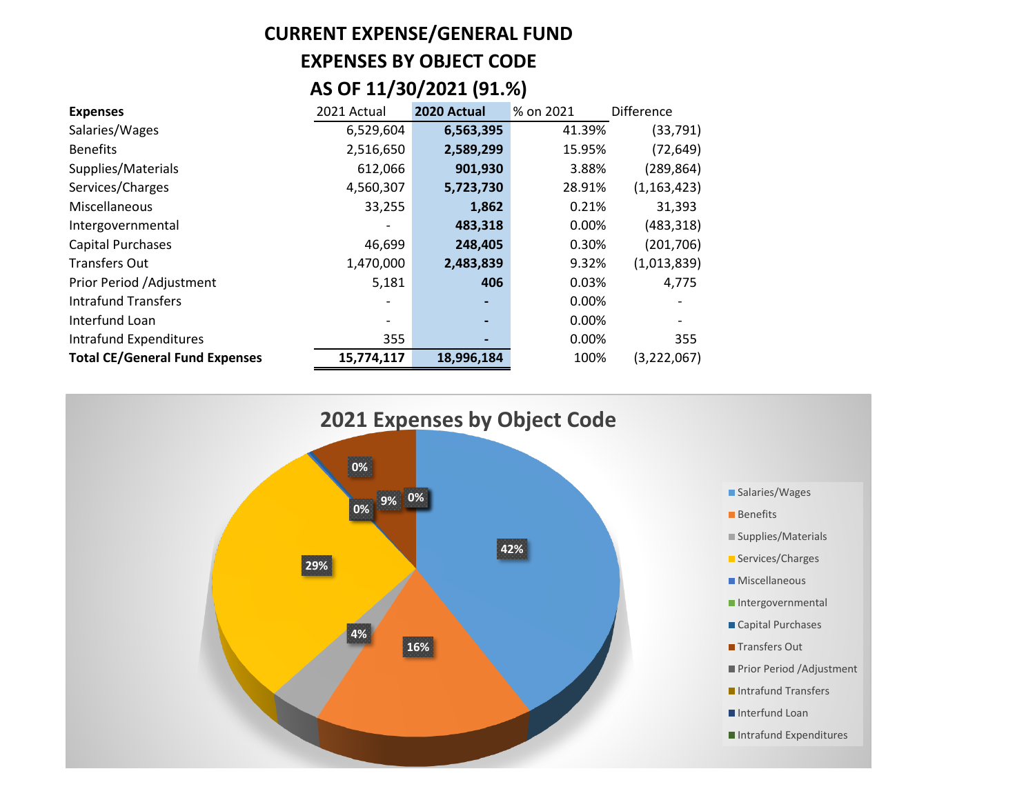# CURRENT EXPENSE/GENERAL FUND
# EXPENSES BY OBJECT CODE
# AS OF 11/30/2021 (91.%)

| Expenses | 2021 Actual | 2020 Actual | % on 2021 | Difference |
|---|---|---|---|---|
| Salaries/Wages | 6,529,604 | **6,563,395** | 41.39% | (33,791) |
| Benefits | 2,516,650 | **2,589,299** | 15.95% | (72,649) |
| Supplies/Materials | 612,066 | **901,930** | 3.88% | (289,864) |
| Services/Charges | 4,560,307 | **5,723,730** | 28.91% | (1,163,423) |
| Miscellaneous | 33,255 | **1,862** | 0.21% | 31,393 |
| Intergovernmental | - | **483,318** | 0.00% | (483,318) |
| Capital Purchases | 46,699 | **248,405** | 0.30% | (201,706) |
| Transfers Out | 1,470,000 | **2,483,839** | 9.32% | (1,013,839) |
| Prior Period /Adjustment | 5,181 | **406** | 0.03% | 4,775 |
| Intrafund Transfers | - | **-** | 0.00% | - |
| Interfund Loan | - | **-** | 0.00% | - |
| Intrafund Expenditures | 355 | **-** | 0.00% | 355 |
| **Total CE/General Fund Expenses** | **15,774,117** | **18,996,184** | 100% | (3,222,067) |

## 2021 Expenses by Object Code

| Category | Share |
|---|---|
| Salaries/Wages | 42% |
| Benefits | 16% |
| Supplies/Materials | 4% |
| Services/Charges | 29% |
| Miscellaneous | 0% |
| Intergovernmental | |
| Capital Purchases | 0% |
| Transfers Out | 9% |
| Prior Period /Adjustment | 0% |
| Intrafund Transfers | |
| Interfund Loan | |
| Intrafund Expenditures | |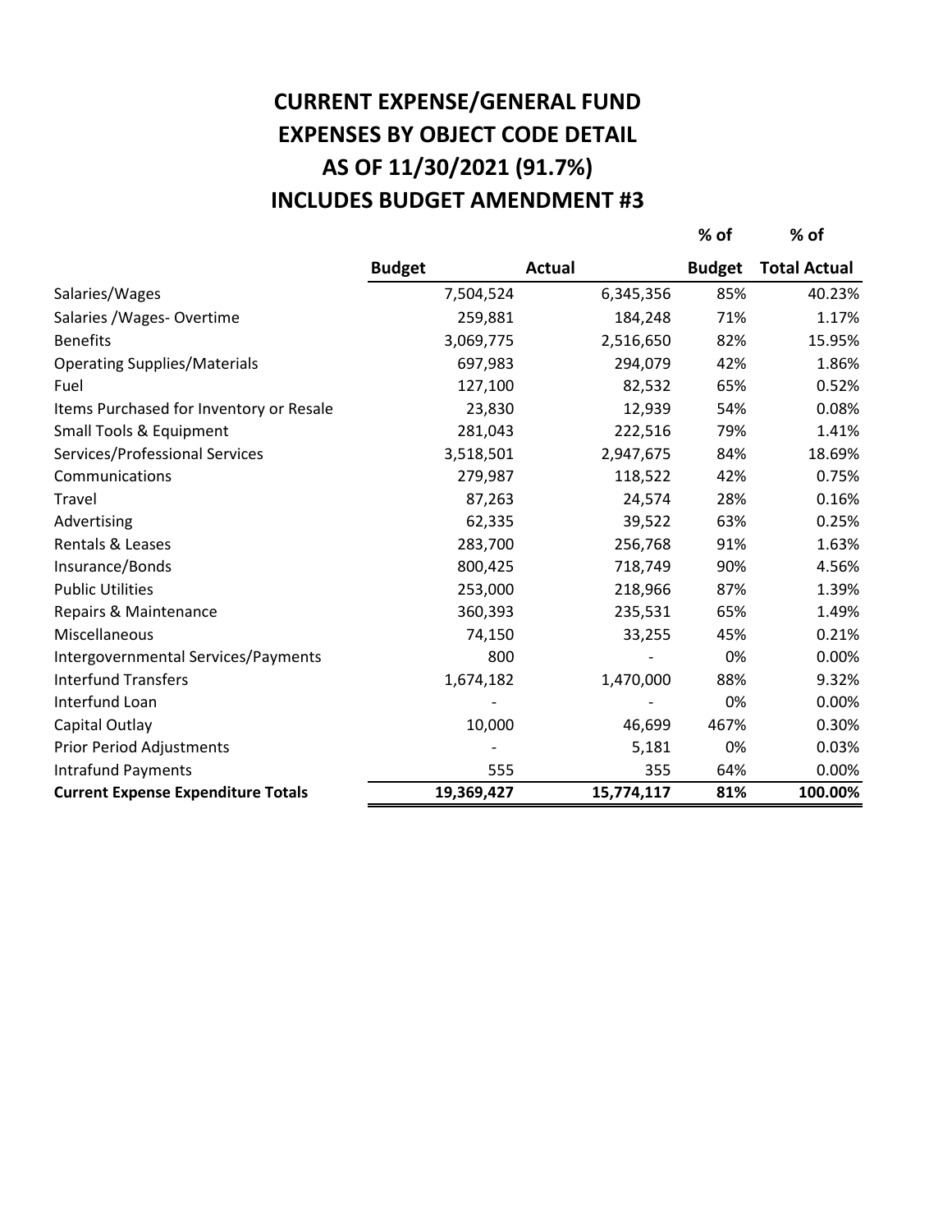# CURRENT EXPENSE/GENERAL FUND
# EXPENSES BY OBJECT CODE DETAIL
# AS OF 11/30/2021 (91.7%)
# INCLUDES BUDGET AMENDMENT #3

| | Budget | Actual | % of Budget | % of Total Actual |
|---|---|---|---|---|
| Salaries/Wages | 7,504,524 | 6,345,356 | 85% | 40.23% |
| Salaries /Wages- Overtime | 259,881 | 184,248 | 71% | 1.17% |
| Benefits | 3,069,775 | 2,516,650 | 82% | 15.95% |
| Operating Supplies/Materials | 697,983 | 294,079 | 42% | 1.86% |
| Fuel | 127,100 | 82,532 | 65% | 0.52% |
| Items Purchased for Inventory or Resale | 23,830 | 12,939 | 54% | 0.08% |
| Small Tools & Equipment | 281,043 | 222,516 | 79% | 1.41% |
| Services/Professional Services | 3,518,501 | 2,947,675 | 84% | 18.69% |
| Communications | 279,987 | 118,522 | 42% | 0.75% |
| Travel | 87,263 | 24,574 | 28% | 0.16% |
| Advertising | 62,335 | 39,522 | 63% | 0.25% |
| Rentals & Leases | 283,700 | 256,768 | 91% | 1.63% |
| Insurance/Bonds | 800,425 | 718,749 | 90% | 4.56% |
| Public Utilities | 253,000 | 218,966 | 87% | 1.39% |
| Repairs & Maintenance | 360,393 | 235,531 | 65% | 1.49% |
| Miscellaneous | 74,150 | 33,255 | 45% | 0.21% |
| Intergovernmental Services/Payments | 800 | - | 0% | 0.00% |
| Interfund Transfers | 1,674,182 | 1,470,000 | 88% | 9.32% |
| Interfund Loan | - | - | 0% | 0.00% |
| Capital Outlay | 10,000 | 46,699 | 467% | 0.30% |
| Prior Period Adjustments | - | 5,181 | 0% | 0.03% |
| Intrafund Payments | 555 | 355 | 64% | 0.00% |
| **Current Expense Expenditure Totals** | **19,369,427** | **15,774,117** | **81%** | **100.00%** |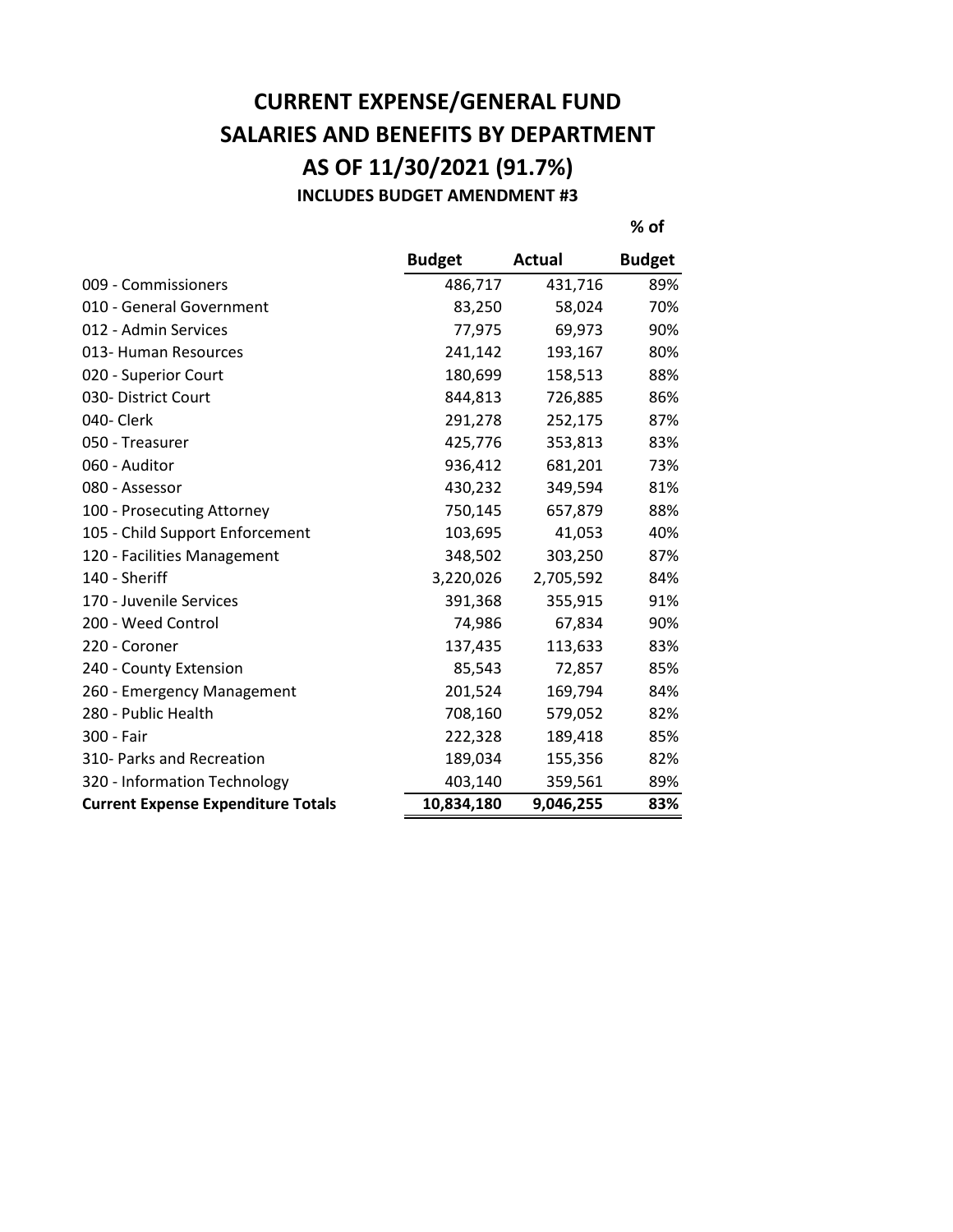# CURRENT EXPENSE/GENERAL FUND
# SALARIES AND BENEFITS BY DEPARTMENT
# AS OF 11/30/2021 (91.7%)
### INCLUDES BUDGET AMENDMENT #3

| | Budget | Actual | % of Budget |
|---|---|---|---|
| 009 - Commissioners | 486,717 | 431,716 | 89% |
| 010 - General Government | 83,250 | 58,024 | 70% |
| 012 - Admin Services | 77,975 | 69,973 | 90% |
| 013- Human Resources | 241,142 | 193,167 | 80% |
| 020 - Superior Court | 180,699 | 158,513 | 88% |
| 030- District Court | 844,813 | 726,885 | 86% |
| 040- Clerk | 291,278 | 252,175 | 87% |
| 050 - Treasurer | 425,776 | 353,813 | 83% |
| 060 - Auditor | 936,412 | 681,201 | 73% |
| 080 - Assessor | 430,232 | 349,594 | 81% |
| 100 - Prosecuting Attorney | 750,145 | 657,879 | 88% |
| 105 - Child Support Enforcement | 103,695 | 41,053 | 40% |
| 120 - Facilities Management | 348,502 | 303,250 | 87% |
| 140 - Sheriff | 3,220,026 | 2,705,592 | 84% |
| 170 - Juvenile Services | 391,368 | 355,915 | 91% |
| 200 - Weed Control | 74,986 | 67,834 | 90% |
| 220 - Coroner | 137,435 | 113,633 | 83% |
| 240 - County Extension | 85,543 | 72,857 | 85% |
| 260 - Emergency Management | 201,524 | 169,794 | 84% |
| 280 - Public Health | 708,160 | 579,052 | 82% |
| 300 - Fair | 222,328 | 189,418 | 85% |
| 310- Parks and Recreation | 189,034 | 155,356 | 82% |
| 320 - Information Technology | 403,140 | 359,561 | 89% |
| **Current Expense Expenditure Totals** | **10,834,180** | **9,046,255** | **83%** |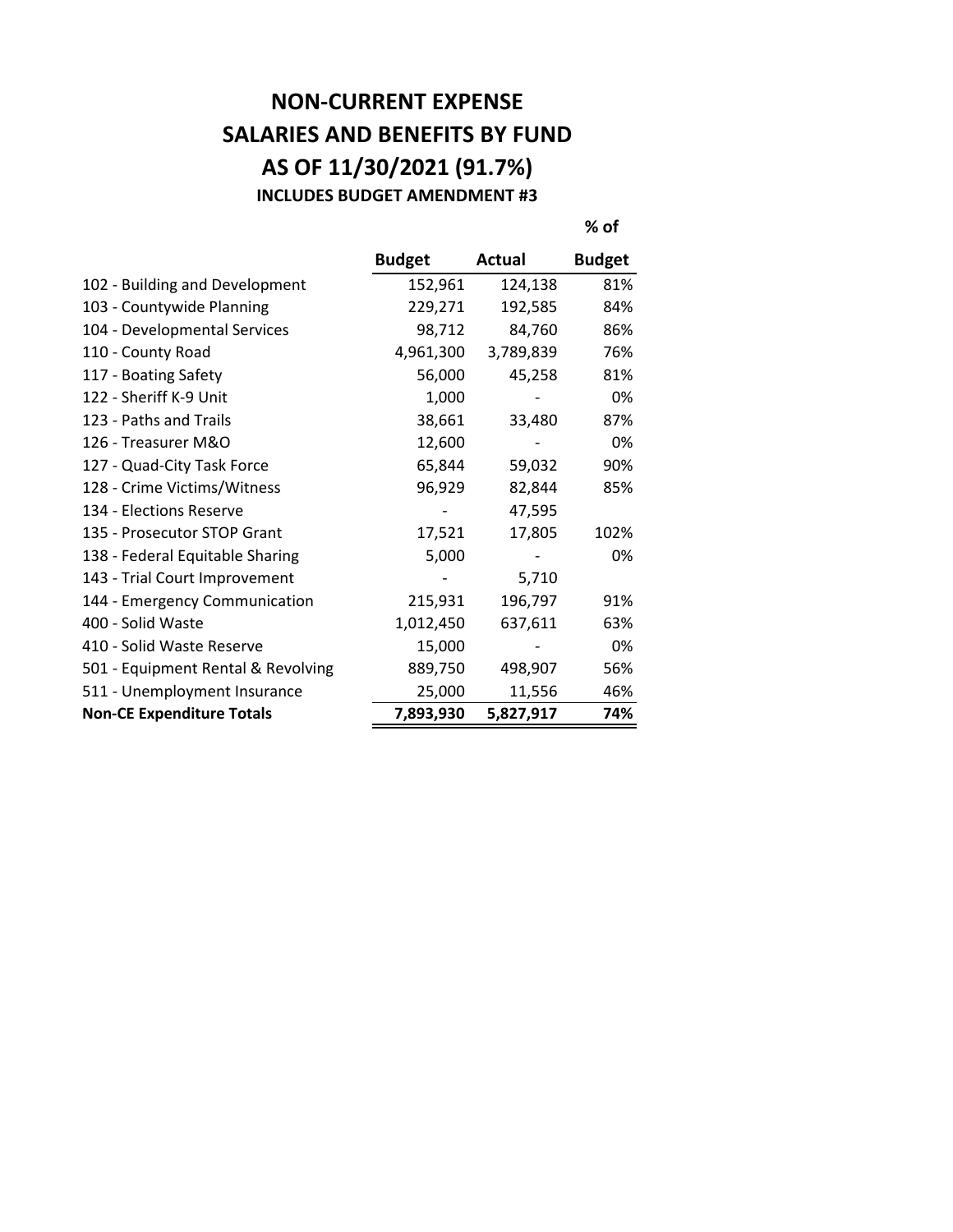# NON-CURRENT EXPENSE
# SALARIES AND BENEFITS BY FUND
# AS OF 11/30/2021 (91.7%)
### INCLUDES BUDGET AMENDMENT #3

| | Budget | Actual | % of Budget |
|---|---|---|---|
| 102 - Building and Development | 152,961 | 124,138 | 81% |
| 103 - Countywide Planning | 229,271 | 192,585 | 84% |
| 104 - Developmental Services | 98,712 | 84,760 | 86% |
| 110 - County Road | 4,961,300 | 3,789,839 | 76% |
| 117 - Boating Safety | 56,000 | 45,258 | 81% |
| 122 - Sheriff K-9 Unit | 1,000 | - | 0% |
| 123 - Paths and Trails | 38,661 | 33,480 | 87% |
| 126 - Treasurer M&O | 12,600 | - | 0% |
| 127 - Quad-City Task Force | 65,844 | 59,032 | 90% |
| 128 - Crime Victims/Witness | 96,929 | 82,844 | 85% |
| 134 - Elections Reserve | - | 47,595 | |
| 135 - Prosecutor STOP Grant | 17,521 | 17,805 | 102% |
| 138 - Federal Equitable Sharing | 5,000 | - | 0% |
| 143 - Trial Court Improvement | - | 5,710 | |
| 144 - Emergency Communication | 215,931 | 196,797 | 91% |
| 400 - Solid Waste | 1,012,450 | 637,611 | 63% |
| 410 - Solid Waste Reserve | 15,000 | - | 0% |
| 501 - Equipment Rental & Revolving | 889,750 | 498,907 | 56% |
| 511 - Unemployment Insurance | 25,000 | 11,556 | 46% |
| **Non-CE Expenditure Totals** | **7,893,930** | **5,827,917** | **74%** |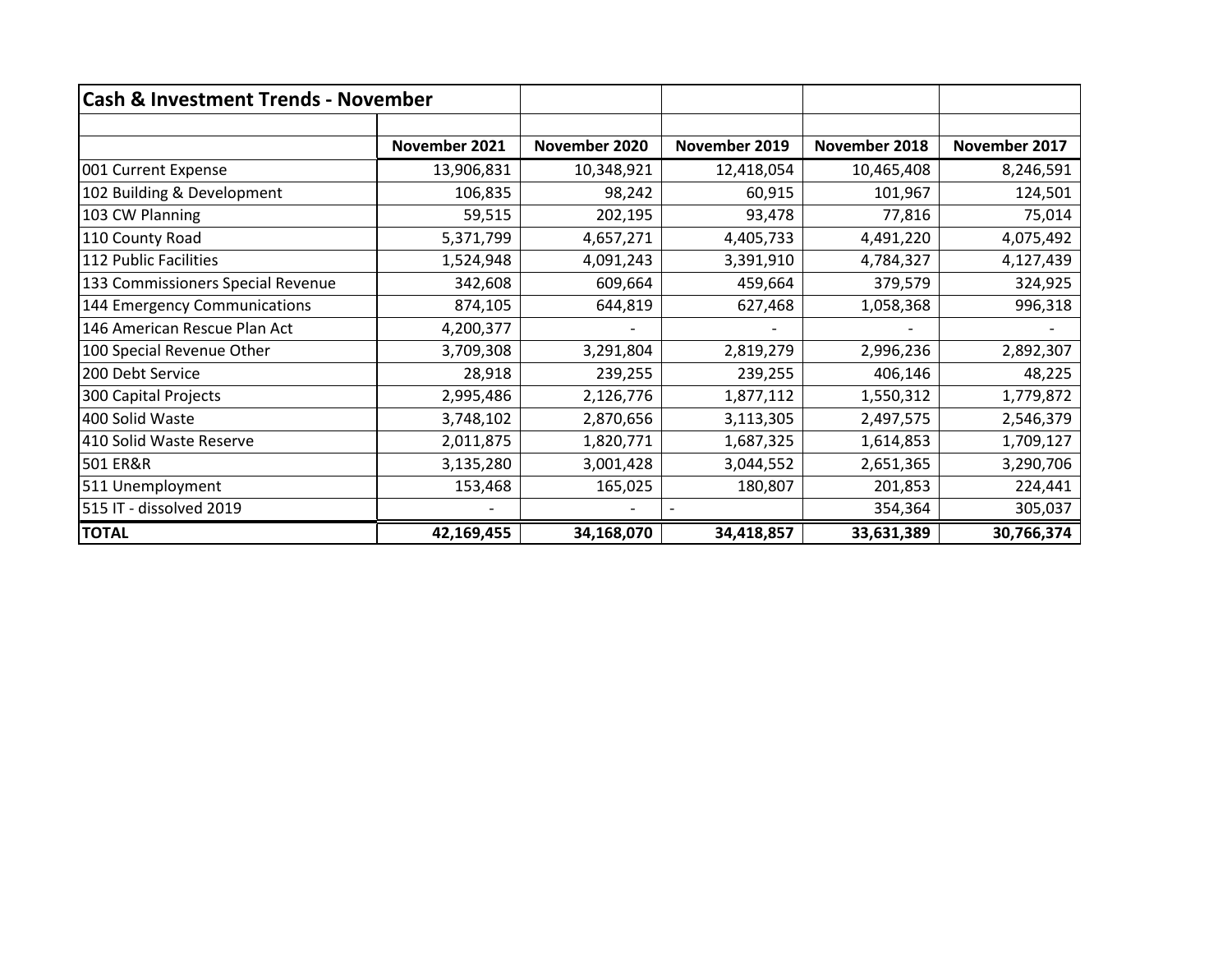| Cash & Investment Trends - November | | | | | |
|---|---|---|---|---|---|
| | November 2021 | November 2020 | November 2019 | November 2018 | November 2017 |
| 001 Current Expense | 13,906,831 | 10,348,921 | 12,418,054 | 10,465,408 | 8,246,591 |
| 102 Building & Development | 106,835 | 98,242 | 60,915 | 101,967 | 124,501 |
| 103 CW Planning | 59,515 | 202,195 | 93,478 | 77,816 | 75,014 |
| 110 County Road | 5,371,799 | 4,657,271 | 4,405,733 | 4,491,220 | 4,075,492 |
| 112 Public Facilities | 1,524,948 | 4,091,243 | 3,391,910 | 4,784,327 | 4,127,439 |
| 133 Commissioners Special Revenue | 342,608 | 609,664 | 459,664 | 379,579 | 324,925 |
| 144 Emergency Communications | 874,105 | 644,819 | 627,468 | 1,058,368 | 996,318 |
| 146 American Rescue Plan Act | 4,200,377 | - | - | - | - |
| 100 Special Revenue Other | 3,709,308 | 3,291,804 | 2,819,279 | 2,996,236 | 2,892,307 |
| 200 Debt Service | 28,918 | 239,255 | 239,255 | 406,146 | 48,225 |
| 300 Capital Projects | 2,995,486 | 2,126,776 | 1,877,112 | 1,550,312 | 1,779,872 |
| 400 Solid Waste | 3,748,102 | 2,870,656 | 3,113,305 | 2,497,575 | 2,546,379 |
| 410 Solid Waste Reserve | 2,011,875 | 1,820,771 | 1,687,325 | 1,614,853 | 1,709,127 |
| 501 ER&R | 3,135,280 | 3,001,428 | 3,044,552 | 2,651,365 | 3,290,706 |
| 511 Unemployment | 153,468 | 165,025 | 180,807 | 201,853 | 224,441 |
| 515 IT - dissolved 2019 | - | - | - | 354,364 | 305,037 |
| **TOTAL** | **42,169,455** | **34,168,070** | **34,418,857** | **33,631,389** | **30,766,374** |